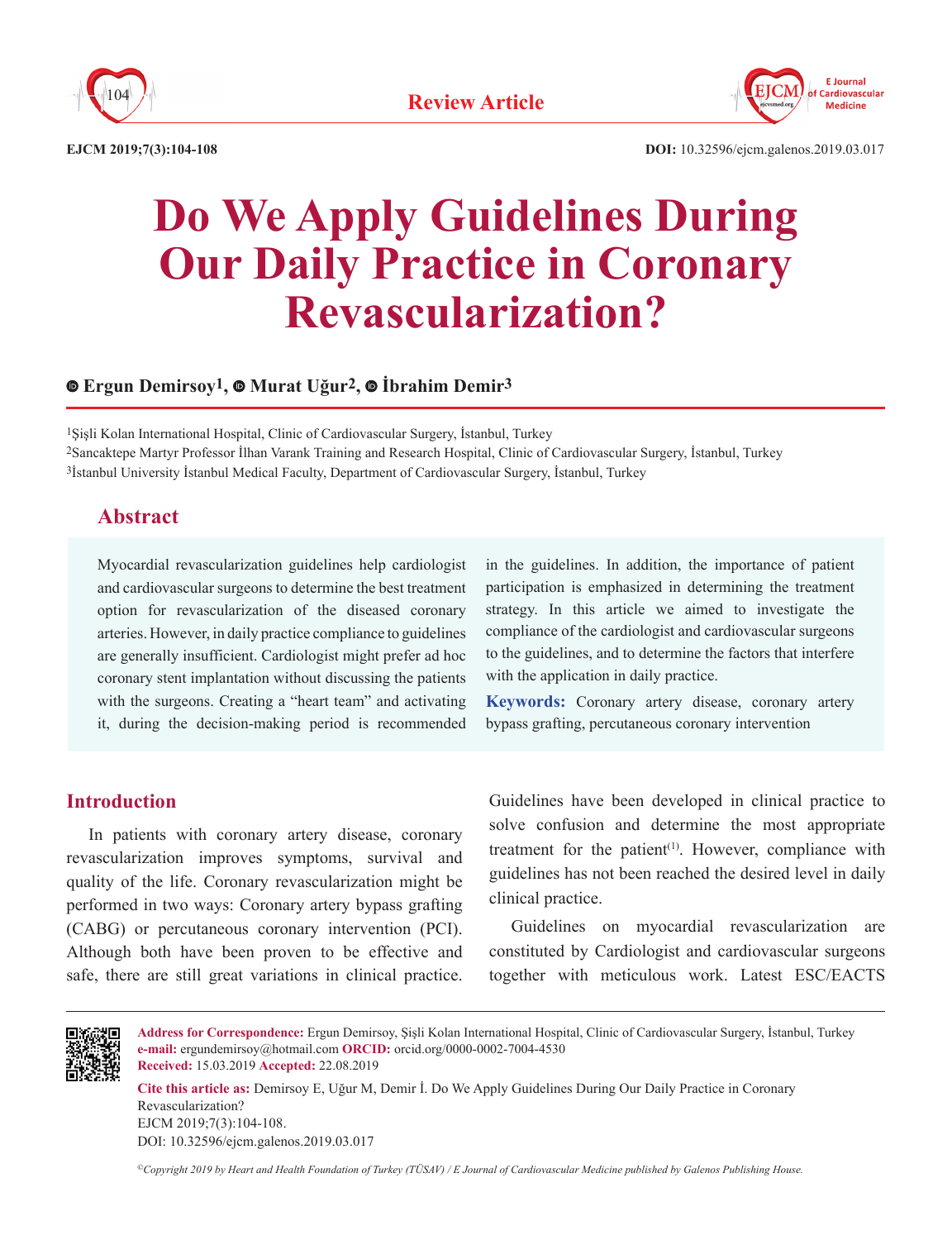Review Article

DOI: 10.32596/ejcm.galenos.2019.03.017

# Do We Apply Guidelines During Our Daily Practice in Coronary Revascularization?

**Ergun Demirsoy[1], Murat Uğur[2], İbrahim Demir[3]**

[1]Şişli Kolan International Hospital, Clinic of Cardiovascular Surgery, İstanbul, Turkey
[2]Sancaktepe Martyr Professor İlhan Varank Training and Research Hospital, Clinic of Cardiovascular Surgery, İstanbul, Turkey
[3]İstanbul University İstanbul Medical Faculty, Department of Cardiovascular Surgery, İstanbul, Turkey

## Abstract

Myocardial revascularization guidelines help cardiologist and cardiovascular surgeons to determine the best treatment option for revascularization of the diseased coronary arteries. However, in daily practice compliance to guidelines are generally insufficient. Cardiologist might prefer ad hoc coronary stent implantation without discussing the patients with the surgeons. Creating a "heart team" and activating it, during the decision-making period is recommended in the guidelines. In addition, the importance of patient participation is emphasized in determining the treatment strategy. In this article we aimed to investigate the compliance of the cardiologist and cardiovascular surgeons to the guidelines, and to determine the factors that interfere with the application in daily practice.

**Keywords:** Coronary artery disease, coronary artery bypass grafting, percutaneous coronary intervention

## Introduction

In patients with coronary artery disease, coronary revascularization improves symptoms, survival and quality of the life. Coronary revascularization might be performed in two ways: Coronary artery bypass grafting (CABG) or percutaneous coronary intervention (PCI). Although both have been proven to be effective and safe, there are still great variations in clinical practice. Guidelines have been developed in clinical practice to solve confusion and determine the most appropriate treatment for the patient[1]. However, compliance with guidelines has not been reached the desired level in daily clinical practice.

Guidelines on myocardial revascularization are constituted by Cardiologist and cardiovascular surgeons together with meticulous work. Latest ESC/EACTS

**Address for Correspondence:** Ergun Demirsoy, Şişli Kolan International Hospital, Clinic of Cardiovascular Surgery, İstanbul, Turkey
**e-mail:** ergundemirsoy@hotmail.com **ORCID:** orcid.org/0000-0002-7004-4530
**Received:** 15.03.2019 **Accepted:** 22.08.2019

**Cite this article as:** Demirsoy E, Uğur M, Demir İ. Do We Apply Guidelines During Our Daily Practice in Coronary Revascularization?
EJCM 2019;7(3):104-108.
DOI: 10.32596/ejcm.galenos.2019.03.017

*©Copyright 2019 by Heart and Health Foundation of Turkey (TÜSAV) / E Journal of Cardiovascular Medicine published by Galenos Publishing House.*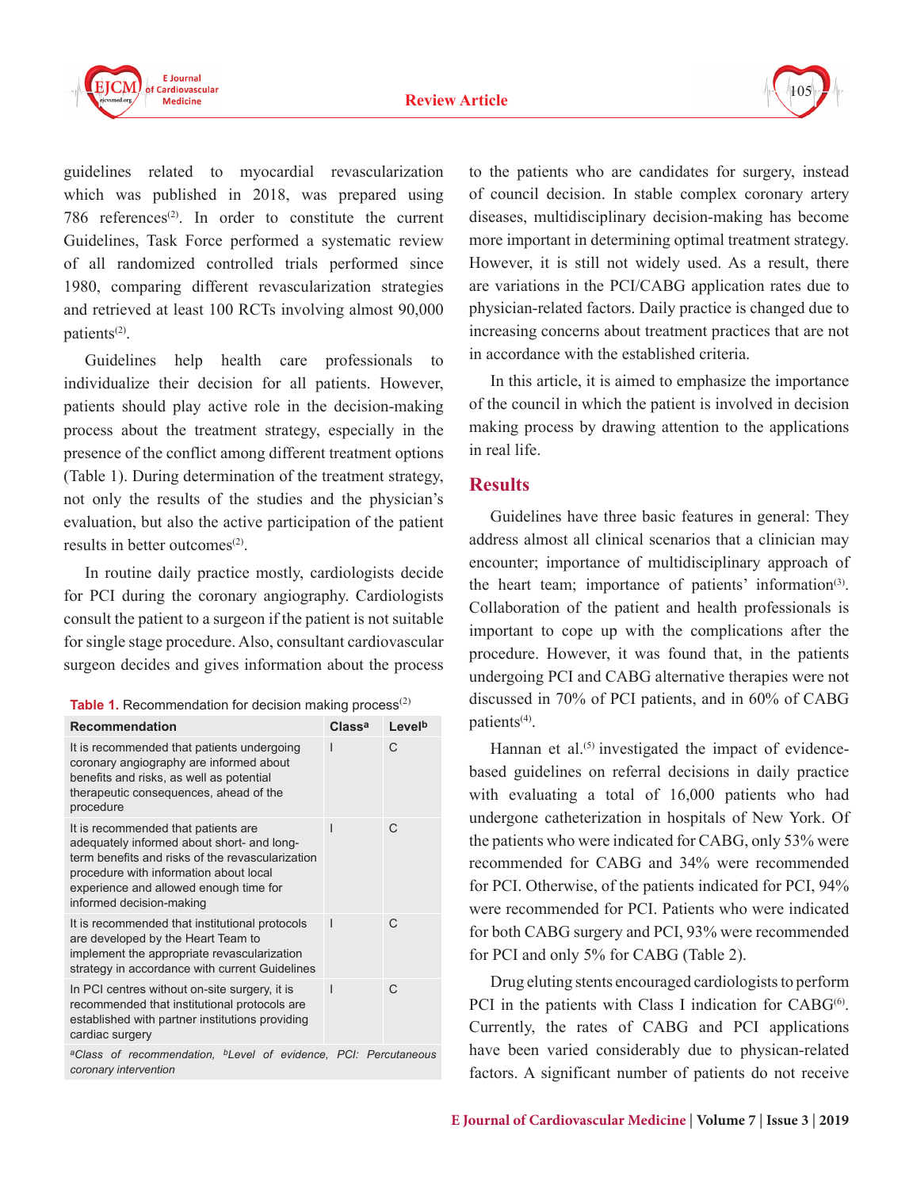guidelines related to myocardial revascularization which was published in 2018, was prepared using 786 references[2]. In order to constitute the current Guidelines, Task Force performed a systematic review of all randomized controlled trials performed since 1980, comparing different revascularization strategies and retrieved at least 100 RCTs involving almost 90,000 patients[2].

Guidelines help health care professionals to individualize their decision for all patients. However, patients should play active role in the decision-making process about the treatment strategy, especially in the presence of the conflict among different treatment options (Table 1). During determination of the treatment strategy, not only the results of the studies and the physician's evaluation, but also the active participation of the patient results in better outcomes[2].

In routine daily practice mostly, cardiologists decide for PCI during the coronary angiography. Cardiologists consult the patient to a surgeon if the patient is not suitable for single stage procedure. Also, consultant cardiovascular surgeon decides and gives information about the process to the patients who are candidates for surgery, instead of council decision. In stable complex coronary artery diseases, multidisciplinary decision-making has become more important in determining optimal treatment strategy. However, it is still not widely used. As a result, there are variations in the PCI/CABG application rates due to physician-related factors. Daily practice is changed due to increasing concerns about treatment practices that are not in accordance with the established criteria.

**Table 1.** Recommendation for decision making process[2]

| Recommendation | Class[a] | Level[b] |
|---|---|---|
| It is recommended that patients undergoing coronary angiography are informed about benefits and risks, as well as potential therapeutic consequences, ahead of the procedure | I | C |
| It is recommended that patients are adequately informed about short- and long-term benefits and risks of the revascularization procedure with information about local experience and allowed enough time for informed decision-making | I | C |
| It is recommended that institutional protocols are developed by the Heart Team to implement the appropriate revascularization strategy in accordance with current Guidelines | I | C |
| In PCI centres without on-site surgery, it is recommended that institutional protocols are established with partner institutions providing cardiac surgery | I | C |

*[a]Class of recommendation, [b]Level of evidence, PCI: Percutaneous coronary intervention*

In this article, it is aimed to emphasize the importance of the council in which the patient is involved in decision making process by drawing attention to the applications in real life.

## Results

Guidelines have three basic features in general: They address almost all clinical scenarios that a clinician may encounter; importance of multidisciplinary approach of the heart team; importance of patients' information[3]. Collaboration of the patient and health professionals is important to cope up with the complications after the procedure. However, it was found that, in the patients undergoing PCI and CABG alternative therapies were not discussed in 70% of PCI patients, and in 60% of CABG patients[4].

Hannan et al.[5] investigated the impact of evidence-based guidelines on referral decisions in daily practice with evaluating a total of 16,000 patients who had undergone catheterization in hospitals of New York. Of the patients who were indicated for CABG, only 53% were recommended for CABG and 34% were recommended for PCI. Otherwise, of the patients indicated for PCI, 94% were recommended for PCI. Patients who were indicated for both CABG surgery and PCI, 93% were recommended for PCI and only 5% for CABG (Table 2).

Drug eluting stents encouraged cardiologists to perform PCI in the patients with Class I indication for CABG[6]. Currently, the rates of CABG and PCI applications have been varied considerably due to physican-related factors. A significant number of patients do not receive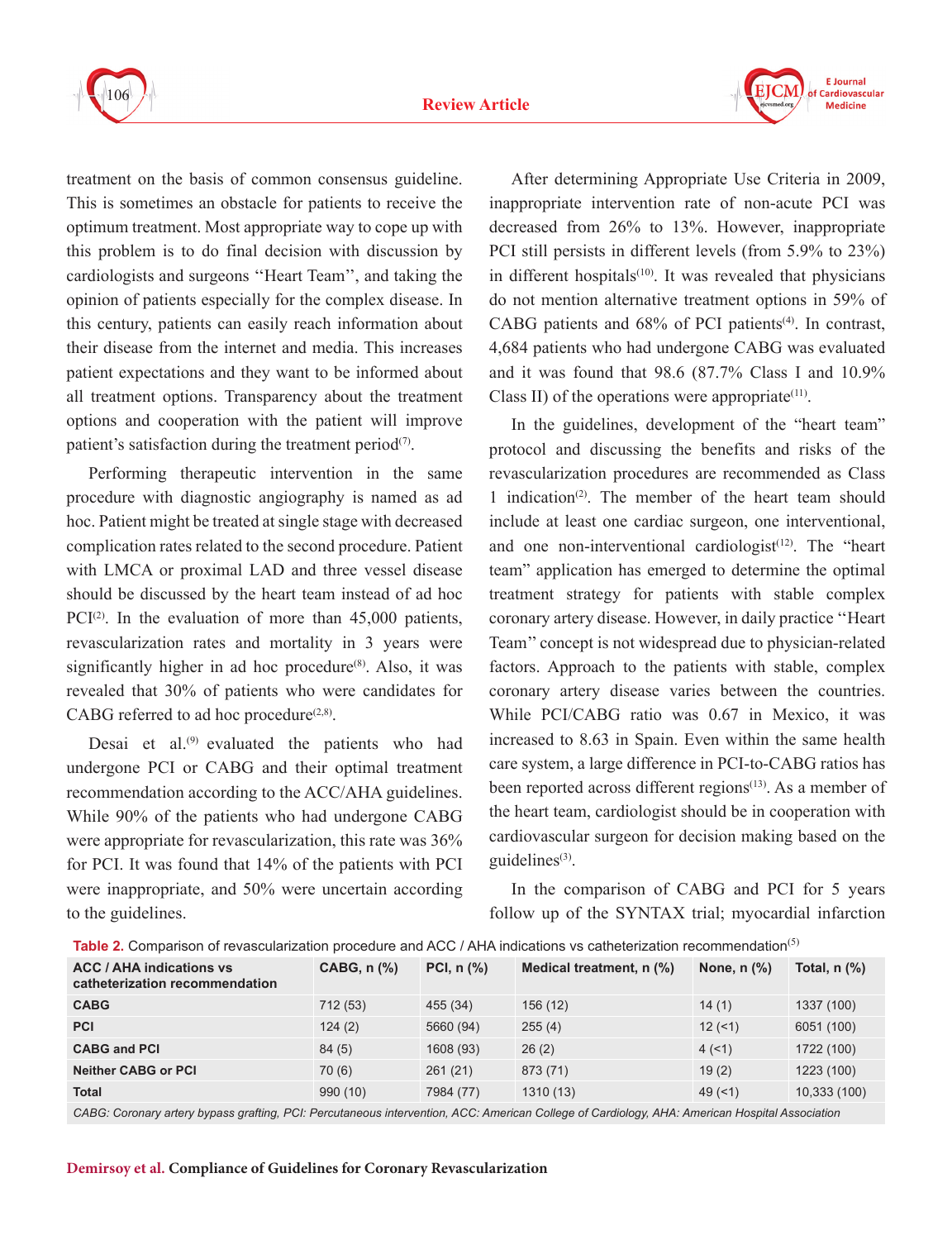treatment on the basis of common consensus guideline. This is sometimes an obstacle for patients to receive the optimum treatment. Most appropriate way to cope up with this problem is to do final decision with discussion by cardiologists and surgeons ''Heart Team'', and taking the opinion of patients especially for the complex disease. In this century, patients can easily reach information about their disease from the internet and media. This increases patient expectations and they want to be informed about all treatment options. Transparency about the treatment options and cooperation with the patient will improve patient's satisfaction during the treatment period[7].

Performing therapeutic intervention in the same procedure with diagnostic angiography is named as ad hoc. Patient might be treated at single stage with decreased complication rates related to the second procedure. Patient with LMCA or proximal LAD and three vessel disease should be discussed by the heart team instead of ad hoc PCI[2]. In the evaluation of more than 45,000 patients, revascularization rates and mortality in 3 years were significantly higher in ad hoc procedure[8]. Also, it was revealed that 30% of patients who were candidates for CABG referred to ad hoc procedure[2,8].

Desai et al.[9] evaluated the patients who had undergone PCI or CABG and their optimal treatment recommendation according to the ACC/AHA guidelines. While 90% of the patients who had undergone CABG were appropriate for revascularization, this rate was 36% for PCI. It was found that 14% of the patients with PCI were inappropriate, and 50% were uncertain according to the guidelines.

After determining Appropriate Use Criteria in 2009, inappropriate intervention rate of non-acute PCI was decreased from 26% to 13%. However, inappropriate PCI still persists in different levels (from 5.9% to 23%) in different hospitals[10]. It was revealed that physicians do not mention alternative treatment options in 59% of CABG patients and 68% of PCI patients[4]. In contrast, 4,684 patients who had undergone CABG was evaluated and it was found that 98.6 (87.7% Class I and 10.9% Class II) of the operations were appropriate[11].

In the guidelines, development of the "heart team" protocol and discussing the benefits and risks of the revascularization procedures are recommended as Class 1 indication[2]. The member of the heart team should include at least one cardiac surgeon, one interventional, and one non-interventional cardiologist[12]. The "heart team" application has emerged to determine the optimal treatment strategy for patients with stable complex coronary artery disease. However, in daily practice ''Heart Team'' concept is not widespread due to physician-related factors. Approach to the patients with stable, complex coronary artery disease varies between the countries. While PCI/CABG ratio was 0.67 in Mexico, it was increased to 8.63 in Spain. Even within the same health care system, a large difference in PCI-to-CABG ratios has been reported across different regions[13]. As a member of the heart team, cardiologist should be in cooperation with cardiovascular surgeon for decision making based on the guidelines[3].

In the comparison of CABG and PCI for 5 years follow up of the SYNTAX trial; myocardial infarction

**Table 2.** Comparison of revascularization procedure and ACC / AHA indications vs catheterization recommendation[5]

| ACC / AHA indications vs catheterization recommendation | CABG, n (%) | PCI, n (%) | Medical treatment, n (%) | None, n (%) | Total, n (%) |
|---|---|---|---|---|---|
| **CABG** | 712 (53) | 455 (34) | 156 (12) | 14 (1) | 1337 (100) |
| **PCI** | 124 (2) | 5660 (94) | 255 (4) | 12 (<1) | 6051 (100) |
| **CABG and PCI** | 84 (5) | 1608 (93) | 26 (2) | 4 (<1) | 1722 (100) |
| **Neither CABG or PCI** | 70 (6) | 261 (21) | 873 (71) | 19 (2) | 1223 (100) |
| **Total** | 990 (10) | 7984 (77) | 1310 (13) | 49 (<1) | 10,333 (100) |

*CABG: Coronary artery bypass grafting, PCI: Percutaneous intervention, ACC: American College of Cardiology, AHA: American Hospital Association*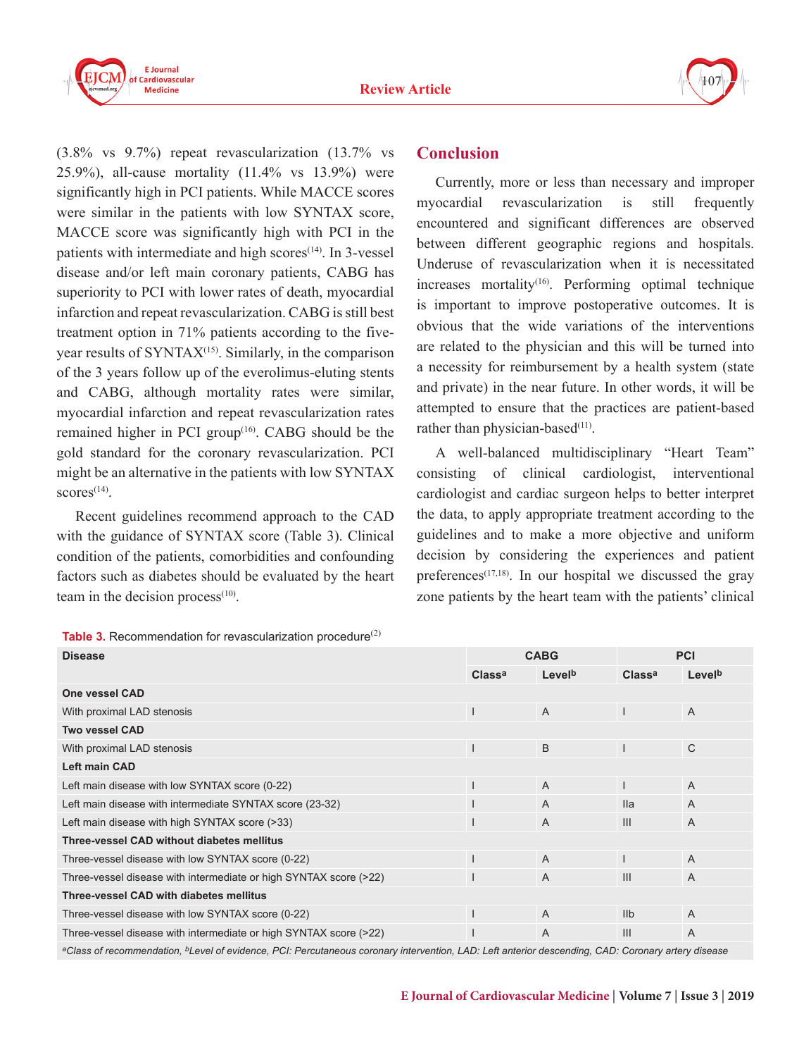(3.8% vs 9.7%) repeat revascularization (13.7% vs 25.9%), all-cause mortality (11.4% vs 13.9%) were significantly high in PCI patients. While MACCE scores were similar in the patients with low SYNTAX score, MACCE score was significantly high with PCI in the patients with intermediate and high scores[14]. In 3-vessel disease and/or left main coronary patients, CABG has superiority to PCI with lower rates of death, myocardial infarction and repeat revascularization. CABG is still best treatment option in 71% patients according to the five-year results of SYNTAX[15]. Similarly, in the comparison of the 3 years follow up of the everolimus-eluting stents and CABG, although mortality rates were similar, myocardial infarction and repeat revascularization rates remained higher in PCI group[16]. CABG should be the gold standard for the coronary revascularization. PCI might be an alternative in the patients with low SYNTAX scores[14].

Recent guidelines recommend approach to the CAD with the guidance of SYNTAX score (Table 3). Clinical condition of the patients, comorbidities and confounding factors such as diabetes should be evaluated by the heart team in the decision process[10].

## Conclusion

Currently, more or less than necessary and improper myocardial revascularization is still frequently encountered and significant differences are observed between different geographic regions and hospitals. Underuse of revascularization when it is necessitated increases mortality[16]. Performing optimal technique is important to improve postoperative outcomes. It is obvious that the wide variations of the interventions are related to the physician and this will be turned into a necessity for reimbursement by a health system (state and private) in the near future. In other words, it will be attempted to ensure that the practices are patient-based rather than physician-based[11].

A well-balanced multidisciplinary "Heart Team" consisting of clinical cardiologist, interventional cardiologist and cardiac surgeon helps to better interpret the data, to apply appropriate treatment according to the guidelines and to make a more objective and uniform decision by considering the experiences and patient preferences[17,18]. In our hospital we discussed the gray zone patients by the heart team with the patients' clinical

**Table 3.** Recommendation for revascularization procedure[2]

| Disease | CABG | | PCI | |
|---|---|---|---|---|
| | Class[a] | Level[b] | Class[a] | Level[b] |
| **One vessel CAD** | | | | |
| With proximal LAD stenosis | I | A | I | A |
| **Two vessel CAD** | | | | |
| With proximal LAD stenosis | I | B | I | C |
| **Left main CAD** | | | | |
| Left main disease with low SYNTAX score (0-22) | I | A | I | A |
| Left main disease with intermediate SYNTAX score (23-32) | I | A | IIa | A |
| Left main disease with high SYNTAX score (>33) | I | A | III | A |
| **Three-vessel CAD without diabetes mellitus** | | | | |
| Three-vessel disease with low SYNTAX score (0-22) | I | A | I | A |
| Three-vessel disease with intermediate or high SYNTAX score (>22) | I | A | III | A |
| **Three-vessel CAD with diabetes mellitus** | | | | |
| Three-vessel disease with low SYNTAX score (0-22) | I | A | IIb | A |
| Three-vessel disease with intermediate or high SYNTAX score (>22) | I | A | III | A |

*[a]Class of recommendation, [b]Level of evidence, PCI: Percutaneous coronary intervention, LAD: Left anterior descending, CAD: Coronary artery disease*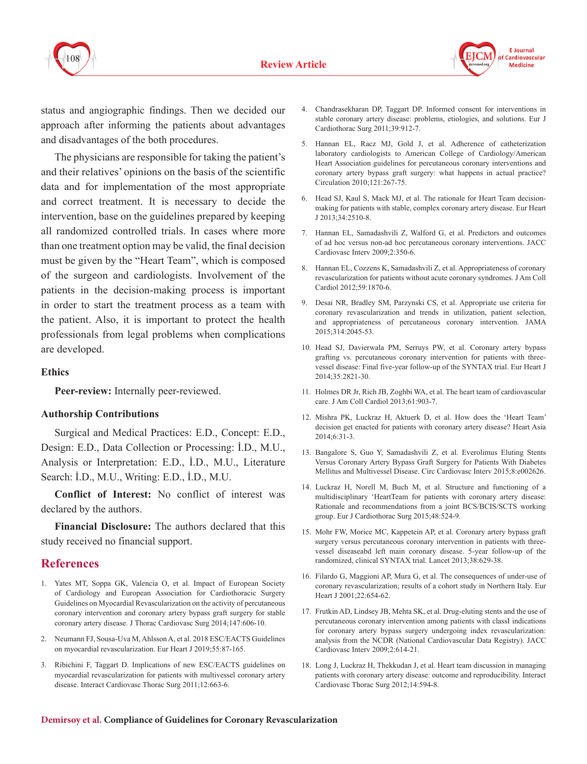status and angiographic findings. Then we decided our approach after informing the patients about advantages and disadvantages of the both procedures.

The physicians are responsible for taking the patient's and their relatives' opinions on the basis of the scientific data and for implementation of the most appropriate and correct treatment. It is necessary to decide the intervention, base on the guidelines prepared by keeping all randomized controlled trials. In cases where more than one treatment option may be valid, the final decision must be given by the "Heart Team", which is composed of the surgeon and cardiologists. Involvement of the patients in the decision-making process is important in order to start the treatment process as a team with the patient. Also, it is important to protect the health professionals from legal problems when complications are developed.

### Ethics

**Peer-review:** Internally peer-reviewed.

### Authorship Contributions

Surgical and Medical Practices: E.D., Concept: E.D., Design: E.D., Data Collection or Processing: İ.D., M.U., Analysis or Interpretation: E.D., İ.D., M.U., Literature Search: İ.D., M.U., Writing: E.D., İ.D., M.U.

**Conflict of Interest:** No conflict of interest was declared by the authors.

**Financial Disclosure:** The authors declared that this study received no financial support.

## References

1. Yates MT, Soppa GK, Valencia O, et al. Impact of European Society of Cardiology and European Association for Cardiothoracic Surgery Guidelines on Myocardial Revascularization on the activity of percutaneous coronary intervention and coronary artery bypass graft surgery for stable coronary artery disease. J Thorac Cardiovasc Surg 2014;147:606-10.
2. Neumann FJ, Sousa-Uva M, Ahlsson A, et al. 2018 ESC/EACTS Guidelines on myocardial revascularization. Eur Heart J 2019;55:87-165.
3. Ribichini F, Taggart D. Implications of new ESC/EACTS guidelines on myocardial revascularization for patients with multivessel coronary artery disease. Interact Cardiovasc Thorac Surg 2011;12:663-6.
4. Chandrasekharan DP, Taggart DP. Informed consent for interventions in stable coronary artery disease: problems, etiologies, and solutions. Eur J Cardiothorac Surg 2011;39:912-7.
5. Hannan EL, Racz MJ, Gold J, et al. Adherence of catheterization laboratory cardiologists to American College of Cardiology/American Heart Association guidelines for percutaneous coronary interventions and coronary artery bypass graft surgery: what happens in actual practice? Circulation 2010;121:267-75.
6. Head SJ, Kaul S, Mack MJ, et al. The rationale for Heart Team decision-making for patients with stable, complex coronary artery disease. Eur Heart J 2013;34:2510-8.
7. Hannan EL, Samadashvili Z, Walford G, et al. Predictors and outcomes of ad hoc versus non-ad hoc percutaneous coronary interventions. JACC Cardiovasc Interv 2009;2:350-6.
8. Hannan EL, Cozzens K, Samadashvili Z, et al. Appropriateness of coronary revascularization for patients without acute coronary syndromes. J Am Coll Cardiol 2012;59:1870-6.
9. Desai NR, Bradley SM, Parzynski CS, et al. Appropriate use criteria for coronary revascularization and trends in utilization, patient selection, and appropriateness of percutaneous coronary intervention. JAMA 2015;314:2045-53.
10. Head SJ, Davierwala PM, Serruys PW, et al. Coronary artery bypass grafting vs. percutaneous coronary intervention for patients with three-vessel disease: Final five-year follow-up of the SYNTAX trial. Eur Heart J 2014;35:2821-30.
11. Holmes DR Jr, Rich JB, Zoghbi WA, et al. The heart team of cardiovascular care. J Am Coll Cardiol 2013;61:903-7.
12. Mishra PK, Luckraz H, Aktuerk D, et al. How does the 'Heart Team' decision get enacted for patients with coronary artery disease? Heart Asia 2014;6:31-3.
13. Bangalore S, Guo Y, Samadashvili Z, et al. Everolimus Eluting Stents Versus Coronary Artery Bypass Graft Surgery for Patients With Diabetes Mellitus and Multivessel Disease. Circ Cardiovasc Interv 2015;8:e002626.
14. Luckraz H, Norell M, Buch M, et al. Structure and functioning of a multidisciplinary 'HeartTeam for patients with coronary artery disease: Rationale and recommendations from a joint BCS/BCIS/SCTS working group. Eur J Cardiothorac Surg 2015;48:524-9.
15. Mohr FW, Morice MC, Kappetein AP, et al. Coronary artery bypass graft surgery versus percutaneous coronary intervention in patients with three-vessel diseaseabd left main coronary disease. 5-year follow-up of the randomized, clinical SYNTAX trial. Lancet 2013;38:629-38.
16. Filardo G, Maggioni AP, Mura G, et al. The consequences of under-use of coronary revascularization; results of a cohort study in Northern Italy. Eur Heart J 2001;22:654-62.
17. Frutkin AD, Lindsey JB, Mehta SK, et al. Drug-eluting stents and the use of percutaneous coronary intervention among patients with classI indications for coronary artery bypass surgery undergoing index revascularization: analysis from the NCDR (National Cardiovascular Data Registry). JACC Cardiovasc Interv 2009;2:614-21.
18. Long J, Luckraz H, Thekkudan J, et al. Heart team discussion in managing patients with coronary artery disease: outcome and reproducibility. Interact Cardiovasc Thorac Surg 2012;14:594-8.